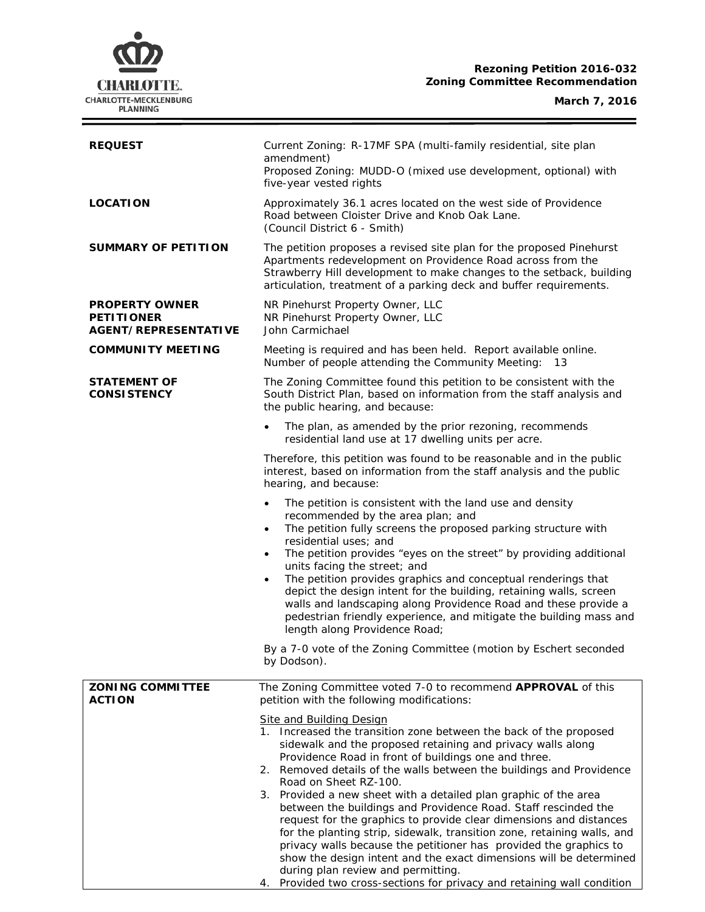**Rezoning Petition 2016-032**
**Zoning Committee Recommendation**

**March 7, 2016**

| | |
|---|---|
| **REQUEST** | Current Zoning: R-17MF SPA (multi-family residential, site plan amendment)<br>Proposed Zoning: MUDD-O (mixed use development, optional) with five-year vested rights |
| **LOCATION** | Approximately 36.1 acres located on the west side of Providence Road between Cloister Drive and Knob Oak Lane.<br>(Council District 6 - Smith) |
| **SUMMARY OF PETITION** | The petition proposes a revised site plan for the proposed Pinehurst Apartments redevelopment on Providence Road across from the Strawberry Hill development to make changes to the setback, building articulation, treatment of a parking deck and buffer requirements. |
| **PROPERTY OWNER**<br>**PETITIONER**<br>**AGENT/REPRESENTATIVE** | NR Pinehurst Property Owner, LLC<br>NR Pinehurst Property Owner, LLC<br>John Carmichael |
| **COMMUNITY MEETING** | Meeting is required and has been held. Report available online.<br>Number of people attending the Community Meeting: 13 |
| **STATEMENT OF CONSISTENCY** | The Zoning Committee found this petition to be consistent with the South District Plan, based on information from the staff analysis and the public hearing, and because:<br>• The plan, as amended by the prior rezoning, recommends residential land use at 17 dwelling units per acre.<br><br>Therefore, this petition was found to be reasonable and in the public interest, based on information from the staff analysis and the public hearing, and because:<br>• The petition is consistent with the land use and density recommended by the area plan; and<br>• The petition fully screens the proposed parking structure with residential uses; and<br>• The petition provides "eyes on the street" by providing additional units facing the street; and<br>• The petition provides graphics and conceptual renderings that depict the design intent for the building, retaining walls, screen walls and landscaping along Providence Road and these provide a pedestrian friendly experience, and mitigate the building mass and length along Providence Road;<br><br>By a 7-0 vote of the Zoning Committee (motion by Eschert seconded by Dodson). |
| **ZONING COMMITTEE ACTION** | The Zoning Committee voted 7-0 to recommend **APPROVAL** of this petition with the following modifications:<br><br><u>Site and Building Design</u><br>1. Increased the transition zone between the back of the proposed sidewalk and the proposed retaining and privacy walls along Providence Road in front of buildings one and three.<br>2. Removed details of the walls between the buildings and Providence Road on Sheet RZ-100.<br>3. Provided a new sheet with a detailed plan graphic of the area between the buildings and Providence Road. Staff rescinded the request for the graphics to provide clear dimensions and distances for the planting strip, sidewalk, transition zone, retaining walls, and privacy walls because the petitioner has provided the graphics to show the design intent and the exact dimensions will be determined during plan review and permitting.<br>4. Provided two cross-sections for privacy and retaining wall condition |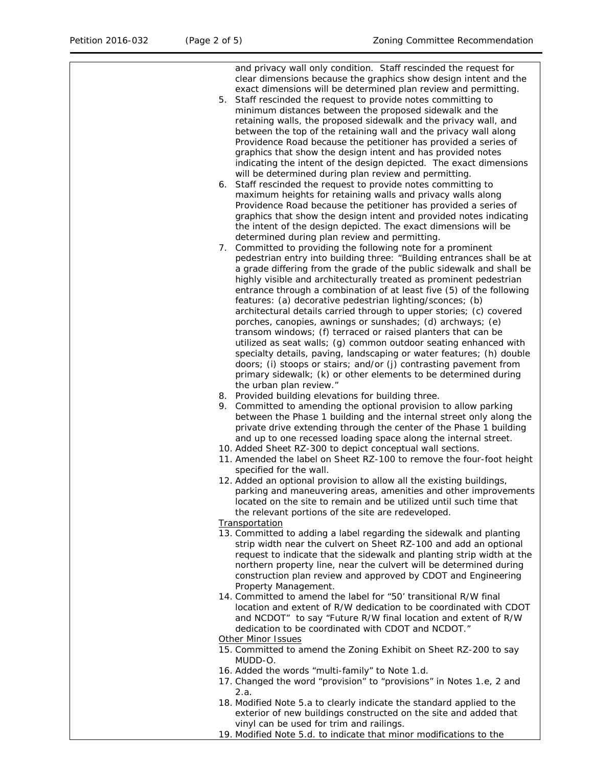and privacy wall only condition. Staff rescinded the request for clear dimensions because the graphics show design intent and the exact dimensions will be determined plan review and permitting.

5. Staff rescinded the request to provide notes committing to minimum distances between the proposed sidewalk and the retaining walls, the proposed sidewalk and the privacy wall, and between the top of the retaining wall and the privacy wall along Providence Road because the petitioner has provided a series of graphics that show the design intent and has provided notes indicating the intent of the design depicted. The exact dimensions will be determined during plan review and permitting.
6. Staff rescinded the request to provide notes committing to maximum heights for retaining walls and privacy walls along Providence Road because the petitioner has provided a series of graphics that show the design intent and provided notes indicating the intent of the design depicted. The exact dimensions will be determined during plan review and permitting.
7. Committed to providing the following note for a prominent pedestrian entry into building three: "Building entrances shall be at a grade differing from the grade of the public sidewalk and shall be highly visible and architecturally treated as prominent pedestrian entrance through a combination of at least five (5) of the following features: (a) decorative pedestrian lighting/sconces; (b) architectural details carried through to upper stories; (c) covered porches, canopies, awnings or sunshades; (d) archways; (e) transom windows; (f) terraced or raised planters that can be utilized as seat walls; (g) common outdoor seating enhanced with specialty details, paving, landscaping or water features; (h) double doors; (i) stoops or stairs; and/or (j) contrasting pavement from primary sidewalk; (k) or other elements to be determined during the urban plan review."
8. Provided building elevations for building three.
9. Committed to amending the optional provision to allow parking between the Phase 1 building and the internal street only along the private drive extending through the center of the Phase 1 building and up to one recessed loading space along the internal street.
10. Added Sheet RZ-300 to depict conceptual wall sections.
11. Amended the label on Sheet RZ-100 to remove the four-foot height specified for the wall.
12. Added an optional provision to allow all the existing buildings, parking and maneuvering areas, amenities and other improvements located on the site to remain and be utilized until such time that the relevant portions of the site are redeveloped.

<u>Transportation</u>

13. Committed to adding a label regarding the sidewalk and planting strip width near the culvert on Sheet RZ-100 and add an optional request to indicate that the sidewalk and planting strip width at the northern property line, near the culvert will be determined during construction plan review and approved by CDOT and Engineering Property Management.
14. Committed to amend the label for "50' transitional R/W final location and extent of R/W dedication to be coordinated with CDOT and NCDOT" to say "Future R/W final location and extent of R/W dedication to be coordinated with CDOT and NCDOT."

<u>Other Minor Issues</u>

15. Committed to amend the Zoning Exhibit on Sheet RZ-200 to say MUDD-O.
16. Added the words "multi-family" to Note 1.d.
17. Changed the word "provision" to "provisions" in Notes 1.e, 2 and 2.a.
18. Modified Note 5.a to clearly indicate the standard applied to the exterior of new buildings constructed on the site and added that vinyl can be used for trim and railings.
19. Modified Note 5.d. to indicate that minor modifications to the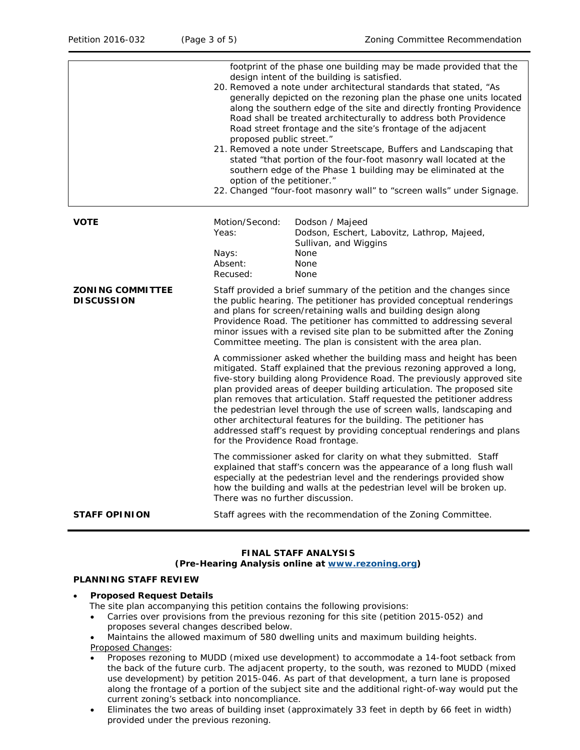|  |  |
|---|---|
|  | footprint of the phase one building may be made provided that the design intent of the building is satisfied.<br>20. Removed a note under architectural standards that stated, "As generally depicted on the rezoning plan the phase one units located along the southern edge of the site and directly fronting Providence Road shall be treated architecturally to address both Providence Road street frontage and the site's frontage of the adjacent proposed public street."<br>21. Removed a note under Streetscape, Buffers and Landscaping that stated "that portion of the four-foot masonry wall located at the southern edge of the Phase 1 building may be eliminated at the option of the petitioner."<br>22. Changed "four-foot masonry wall" to "screen walls" under Signage. |

| | | |
|---|---|---|
| **VOTE** | Motion/Second: | Dodson / Majeed |
| | Yeas: | Dodson, Eschert, Labovitz, Lathrop, Majeed, Sullivan, and Wiggins |
| | Nays: | None |
| | Absent: | None |
| | Recused: | None |

**ZONING COMMITTEE DISCUSSION**

Staff provided a brief summary of the petition and the changes since the public hearing. The petitioner has provided conceptual renderings and plans for screen/retaining walls and building design along Providence Road. The petitioner has committed to addressing several minor issues with a revised site plan to be submitted after the Zoning Committee meeting. The plan is consistent with the area plan.

A commissioner asked whether the building mass and height has been mitigated. Staff explained that the previous rezoning approved a long, five-story building along Providence Road. The previously approved site plan provided areas of deeper building articulation. The proposed site plan removes that articulation. Staff requested the petitioner address the pedestrian level through the use of screen walls, landscaping and other architectural features for the building. The petitioner has addressed staff's request by providing conceptual renderings and plans for the Providence Road frontage.

The commissioner asked for clarity on what they submitted. Staff explained that staff's concern was the appearance of a long flush wall especially at the pedestrian level and the renderings provided show how the building and walls at the pedestrian level will be broken up. There was no further discussion.

**STAFF OPINION**

Staff agrees with the recommendation of the Zoning Committee.

## FINAL STAFF ANALYSIS
**(Pre-Hearing Analysis online at [www.rezoning.org](www.rezoning.org))**

### PLANNING STAFF REVIEW

- ***Proposed Request Details***

  The site plan accompanying this petition contains the following provisions:
  - Carries over provisions from the previous rezoning for this site (petition 2015-052) and proposes several changes described below.
  - Maintains the allowed maximum of 580 dwelling units and maximum building heights.

  Proposed Changes:
  - Proposes rezoning to MUDD (mixed use development) to accommodate a 14-foot setback from the back of the future curb. The adjacent property, to the south, was rezoned to MUDD (mixed use development) by petition 2015-046. As part of that development, a turn lane is proposed along the frontage of a portion of the subject site and the additional right-of-way would put the current zoning's setback into noncompliance.
  - Eliminates the two areas of building inset (approximately 33 feet in depth by 66 feet in width) provided under the previous rezoning.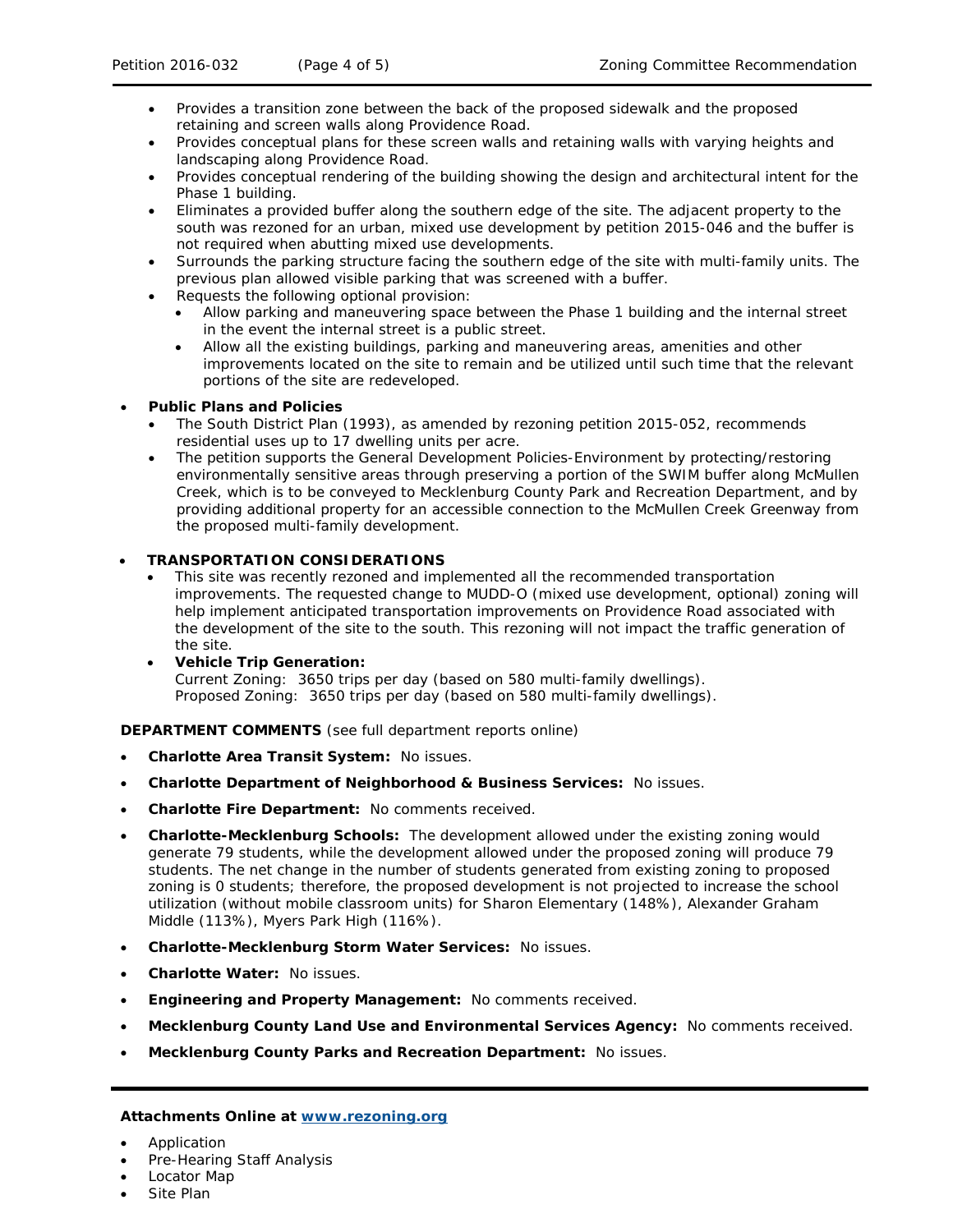- Provides a transition zone between the back of the proposed sidewalk and the proposed retaining and screen walls along Providence Road.
- Provides conceptual plans for these screen walls and retaining walls with varying heights and landscaping along Providence Road.
- Provides conceptual rendering of the building showing the design and architectural intent for the Phase 1 building.
- Eliminates a provided buffer along the southern edge of the site. The adjacent property to the south was rezoned for an urban, mixed use development by petition 2015-046 and the buffer is not required when abutting mixed use developments.
- Surrounds the parking structure facing the southern edge of the site with multi-family units. The previous plan allowed visible parking that was screened with a buffer.
- Requests the following optional provision:
  - Allow parking and maneuvering space between the Phase 1 building and the internal street in the event the internal street is a public street.
  - Allow all the existing buildings, parking and maneuvering areas, amenities and other improvements located on the site to remain and be utilized until such time that the relevant portions of the site are redeveloped.

- **Public Plans and Policies**
  - The South District Plan (1993), as amended by rezoning petition 2015-052, recommends residential uses up to 17 dwelling units per acre.
  - The petition supports the General Development Policies-Environment by protecting/restoring environmentally sensitive areas through preserving a portion of the SWIM buffer along McMullen Creek, which is to be conveyed to Mecklenburg County Park and Recreation Department, and by providing additional property for an accessible connection to the McMullen Creek Greenway from the proposed multi-family development.

- **TRANSPORTATION CONSIDERATIONS**
  - This site was recently rezoned and implemented all the recommended transportation improvements. The requested change to MUDD-O (mixed use development, optional) zoning will help implement anticipated transportation improvements on Providence Road associated with the development of the site to the south. This rezoning will not impact the traffic generation of the site.
  - **Vehicle Trip Generation:**
    Current Zoning: 3650 trips per day (based on 580 multi-family dwellings).
    Proposed Zoning: 3650 trips per day (based on 580 multi-family dwellings).

**DEPARTMENT COMMENTS** (see full department reports online)

- **Charlotte Area Transit System:** No issues.
- **Charlotte Department of Neighborhood & Business Services:** No issues.
- **Charlotte Fire Department:** No comments received.
- **Charlotte-Mecklenburg Schools:** The development allowed under the existing zoning would generate 79 students, while the development allowed under the proposed zoning will produce 79 students. The net change in the number of students generated from existing zoning to proposed zoning is 0 students; therefore, the proposed development is not projected to increase the school utilization (without mobile classroom units) for Sharon Elementary (148%), Alexander Graham Middle (113%), Myers Park High (116%).
- **Charlotte-Mecklenburg Storm Water Services:** No issues.
- **Charlotte Water:** No issues.
- **Engineering and Property Management:** No comments received.
- **Mecklenburg County Land Use and Environmental Services Agency:** No comments received.
- **Mecklenburg County Parks and Recreation Department:** No issues.

**Attachments Online at [www.rezoning.org](www.rezoning.org)**

- Application
- Pre-Hearing Staff Analysis
- Locator Map
- Site Plan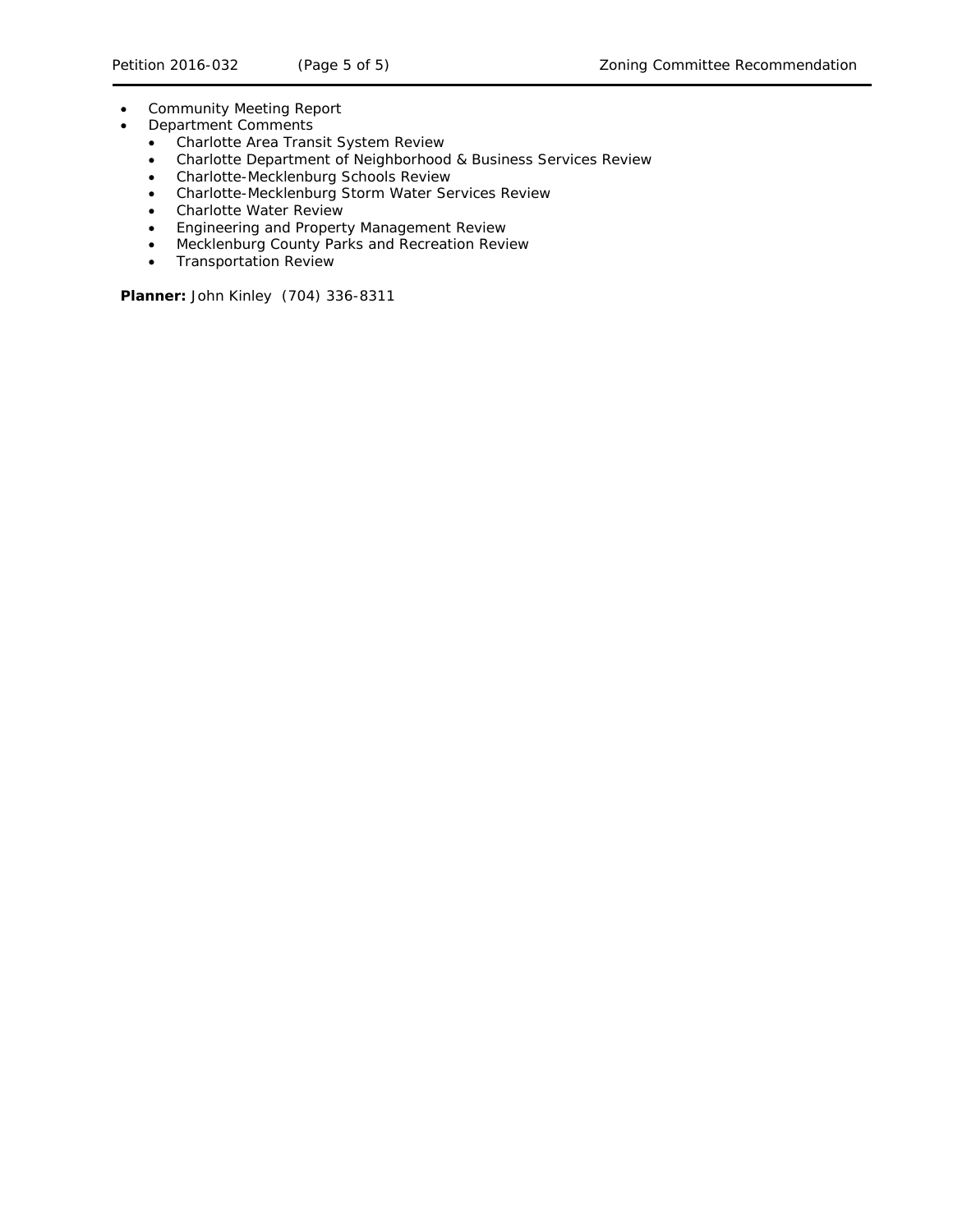- Community Meeting Report
- Department Comments
  - Charlotte Area Transit System Review
  - Charlotte Department of Neighborhood & Business Services Review
  - Charlotte-Mecklenburg Schools Review
  - Charlotte-Mecklenburg Storm Water Services Review
  - Charlotte Water Review
  - Engineering and Property Management Review
  - Mecklenburg County Parks and Recreation Review
  - Transportation Review

**Planner:** John Kinley (704) 336-8311